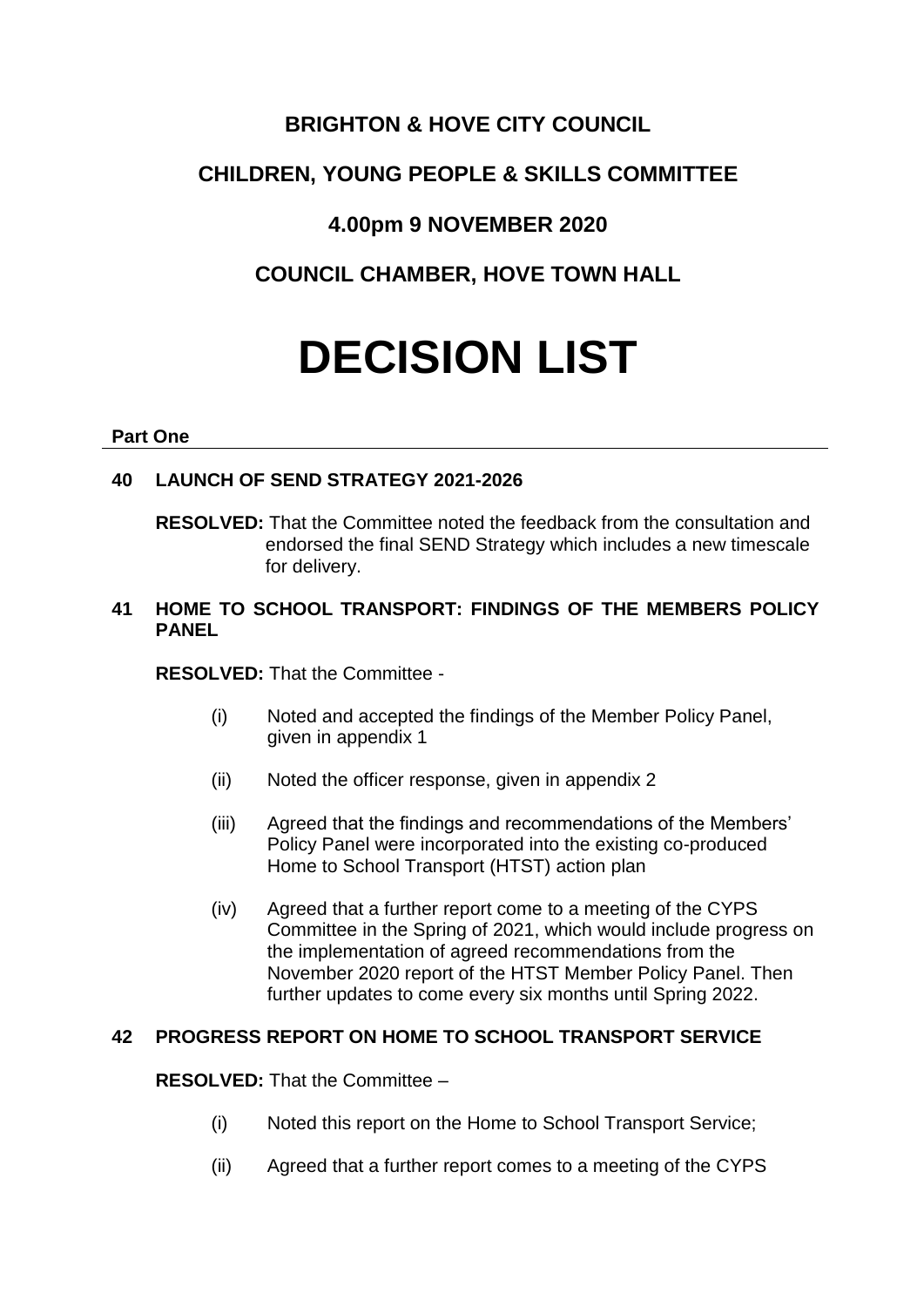# BRIGHTON & HOVE CITY COUNCIL

## CHILDREN, YOUNG PEOPLE & SKILLS COMMITTEE

## 4.00pm 9 NOVEMBER 2020

## COUNCIL CHAMBER, HOVE TOWN HALL

# DECISION LIST

**Part One**

### 40 LAUNCH OF SEND STRATEGY 2021-2026

**RESOLVED:** That the Committee noted the feedback from the consultation and endorsed the final SEND Strategy which includes a new timescale for delivery.

### 41 HOME TO SCHOOL TRANSPORT: FINDINGS OF THE MEMBERS POLICY PANEL

**RESOLVED:** That the Committee -

(i) Noted and accepted the findings of the Member Policy Panel, given in appendix 1

(ii) Noted the officer response, given in appendix 2

(iii) Agreed that the findings and recommendations of the Members' Policy Panel were incorporated into the existing co-produced Home to School Transport (HTST) action plan

(iv) Agreed that a further report come to a meeting of the CYPS Committee in the Spring of 2021, which would include progress on the implementation of agreed recommendations from the November 2020 report of the HTST Member Policy Panel. Then further updates to come every six months until Spring 2022.

### 42 PROGRESS REPORT ON HOME TO SCHOOL TRANSPORT SERVICE

**RESOLVED:** That the Committee –

(i) Noted this report on the Home to School Transport Service;

(ii) Agreed that a further report comes to a meeting of the CYPS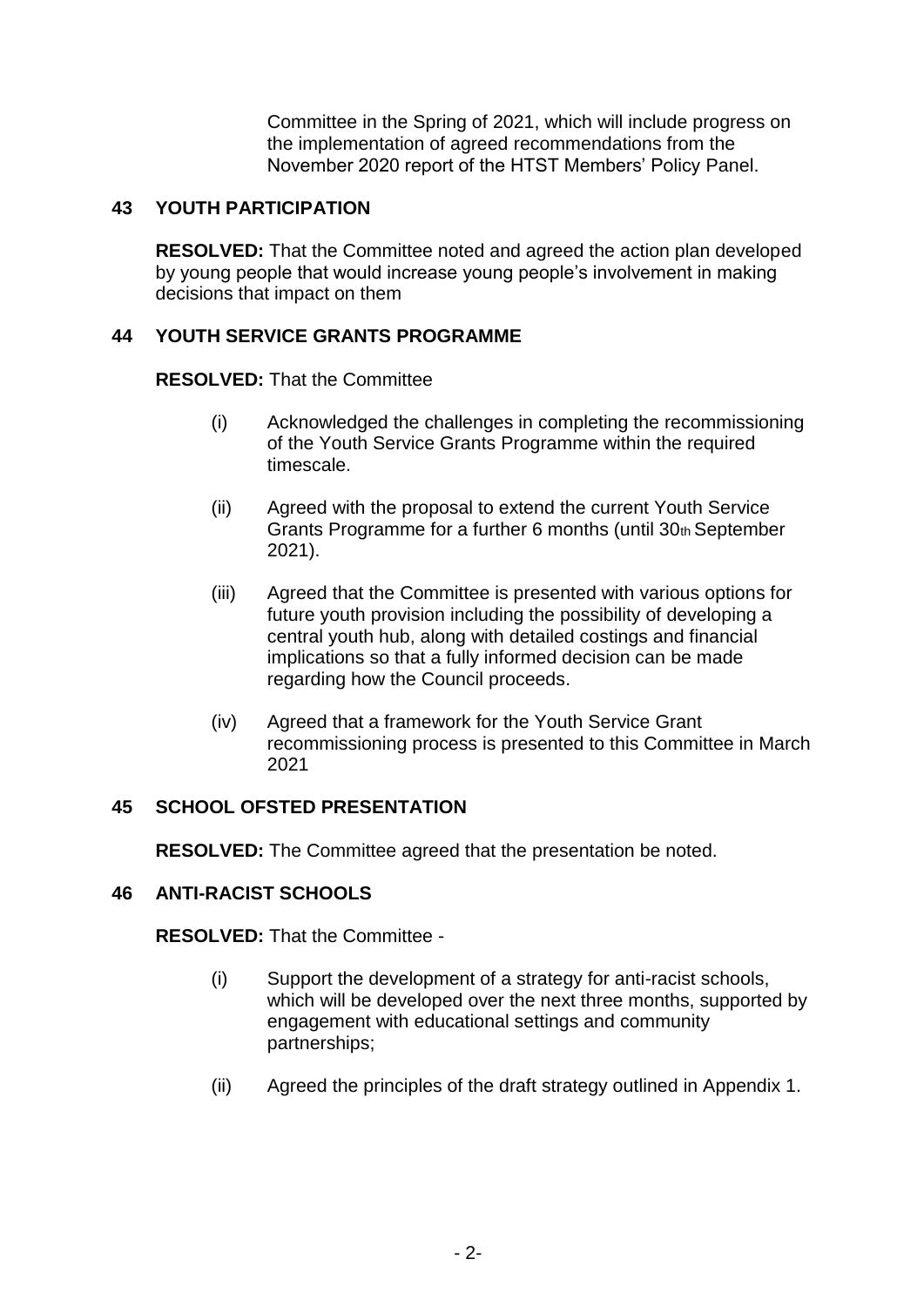Committee in the Spring of 2021, which will include progress on the implementation of agreed recommendations from the November 2020 report of the HTST Members' Policy Panel.

## 43 YOUTH PARTICIPATION

**RESOLVED:** That the Committee noted and agreed the action plan developed by young people that would increase young people's involvement in making decisions that impact on them

## 44 YOUTH SERVICE GRANTS PROGRAMME

**RESOLVED:** That the Committee

(i) Acknowledged the challenges in completing the recommissioning of the Youth Service Grants Programme within the required timescale.

(ii) Agreed with the proposal to extend the current Youth Service Grants Programme for a further 6 months (until 30th September 2021).

(iii) Agreed that the Committee is presented with various options for future youth provision including the possibility of developing a central youth hub, along with detailed costings and financial implications so that a fully informed decision can be made regarding how the Council proceeds.

(iv) Agreed that a framework for the Youth Service Grant recommissioning process is presented to this Committee in March 2021

## 45 SCHOOL OFSTED PRESENTATION

**RESOLVED:** The Committee agreed that the presentation be noted.

## 46 ANTI-RACIST SCHOOLS

**RESOLVED:** That the Committee -

(i) Support the development of a strategy for anti-racist schools, which will be developed over the next three months, supported by engagement with educational settings and community partnerships;

(ii) Agreed the principles of the draft strategy outlined in Appendix 1.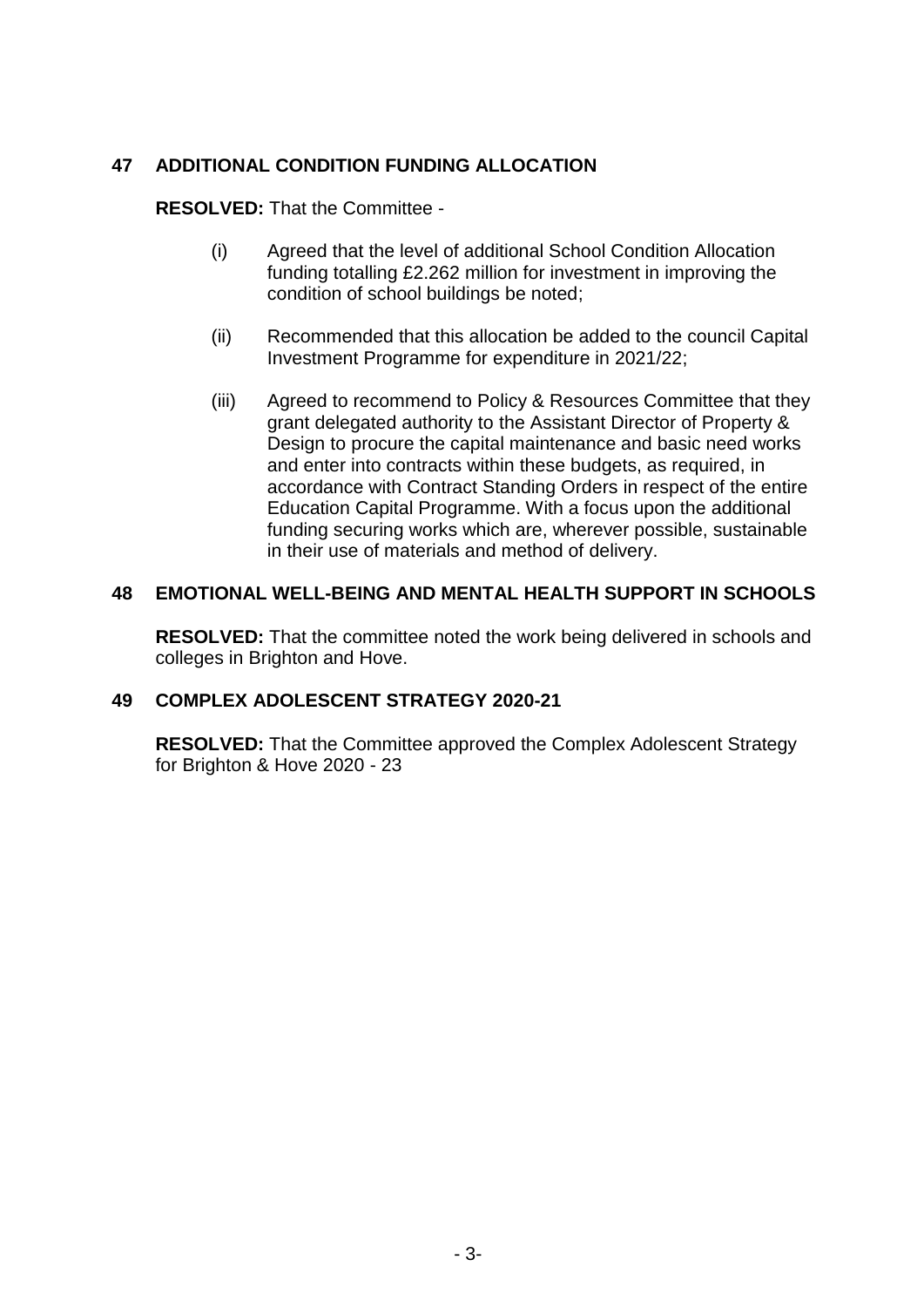## 47 ADDITIONAL CONDITION FUNDING ALLOCATION

**RESOLVED:** That the Committee -

(i) Agreed that the level of additional School Condition Allocation funding totalling £2.262 million for investment in improving the condition of school buildings be noted;

(ii) Recommended that this allocation be added to the council Capital Investment Programme for expenditure in 2021/22;

(iii) Agreed to recommend to Policy & Resources Committee that they grant delegated authority to the Assistant Director of Property & Design to procure the capital maintenance and basic need works and enter into contracts within these budgets, as required, in accordance with Contract Standing Orders in respect of the entire Education Capital Programme. With a focus upon the additional funding securing works which are, wherever possible, sustainable in their use of materials and method of delivery.

## 48 EMOTIONAL WELL-BEING AND MENTAL HEALTH SUPPORT IN SCHOOLS

**RESOLVED:** That the committee noted the work being delivered in schools and colleges in Brighton and Hove.

## 49 COMPLEX ADOLESCENT STRATEGY 2020-21

**RESOLVED:** That the Committee approved the Complex Adolescent Strategy for Brighton & Hove 2020 - 23